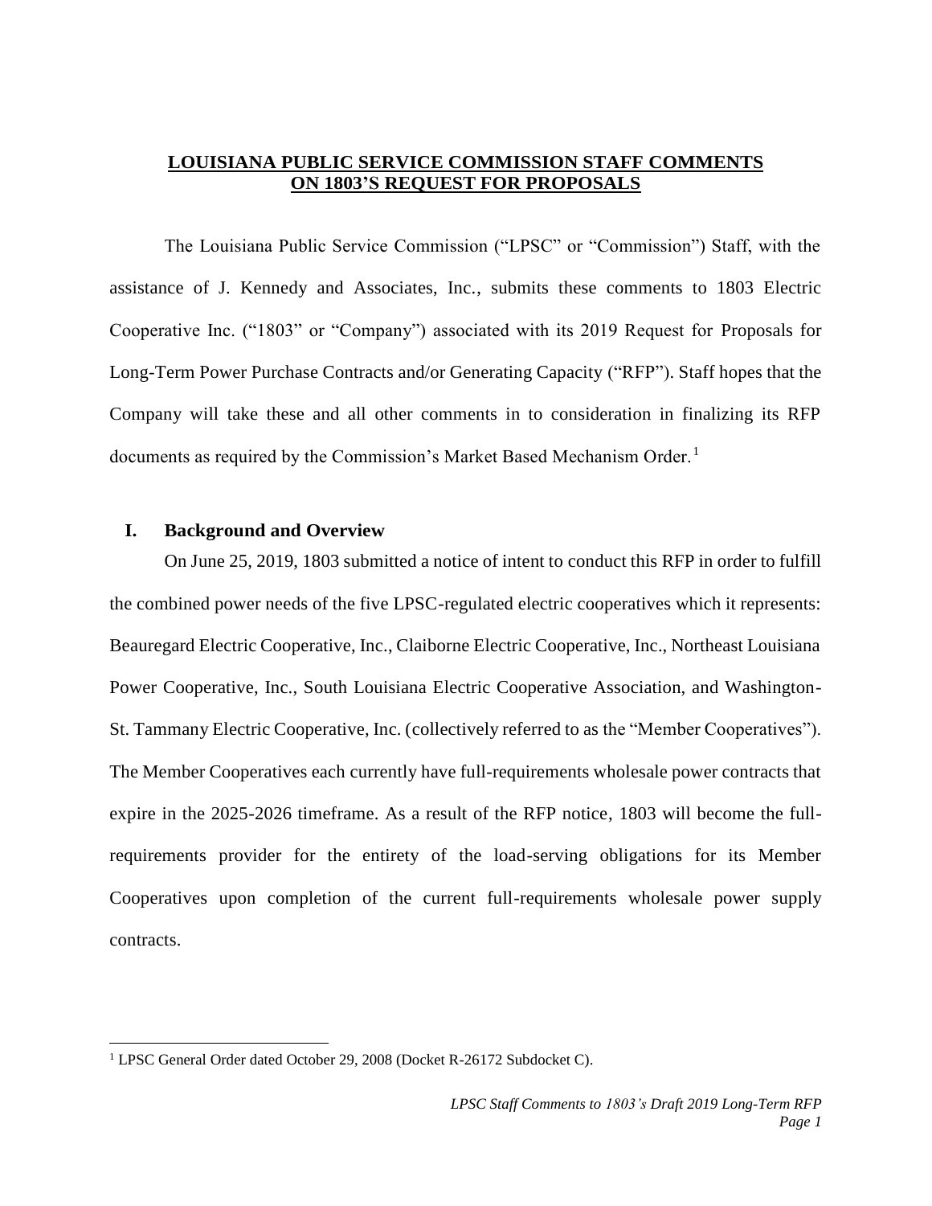# LOUISIANA PUBLIC SERVICE COMMISSION STAFF COMMENTS ON 1803'S REQUEST FOR PROPOSALS

The Louisiana Public Service Commission ("LPSC" or "Commission") Staff, with the assistance of J. Kennedy and Associates, Inc., submits these comments to 1803 Electric Cooperative Inc. ("1803" or "Company") associated with its 2019 Request for Proposals for Long-Term Power Purchase Contracts and/or Generating Capacity ("RFP"). Staff hopes that the Company will take these and all other comments in to consideration in finalizing its RFP documents as required by the Commission's Market Based Mechanism Order.[1]

## I. Background and Overview

On June 25, 2019, 1803 submitted a notice of intent to conduct this RFP in order to fulfill the combined power needs of the five LPSC-regulated electric cooperatives which it represents: Beauregard Electric Cooperative, Inc., Claiborne Electric Cooperative, Inc., Northeast Louisiana Power Cooperative, Inc., South Louisiana Electric Cooperative Association, and Washington-St. Tammany Electric Cooperative, Inc. (collectively referred to as the "Member Cooperatives"). The Member Cooperatives each currently have full-requirements wholesale power contracts that expire in the 2025-2026 timeframe. As a result of the RFP notice, 1803 will become the full-requirements provider for the entirety of the load-serving obligations for its Member Cooperatives upon completion of the current full-requirements wholesale power supply contracts.

[1] LPSC General Order dated October 29, 2008 (Docket R-26172 Subdocket C).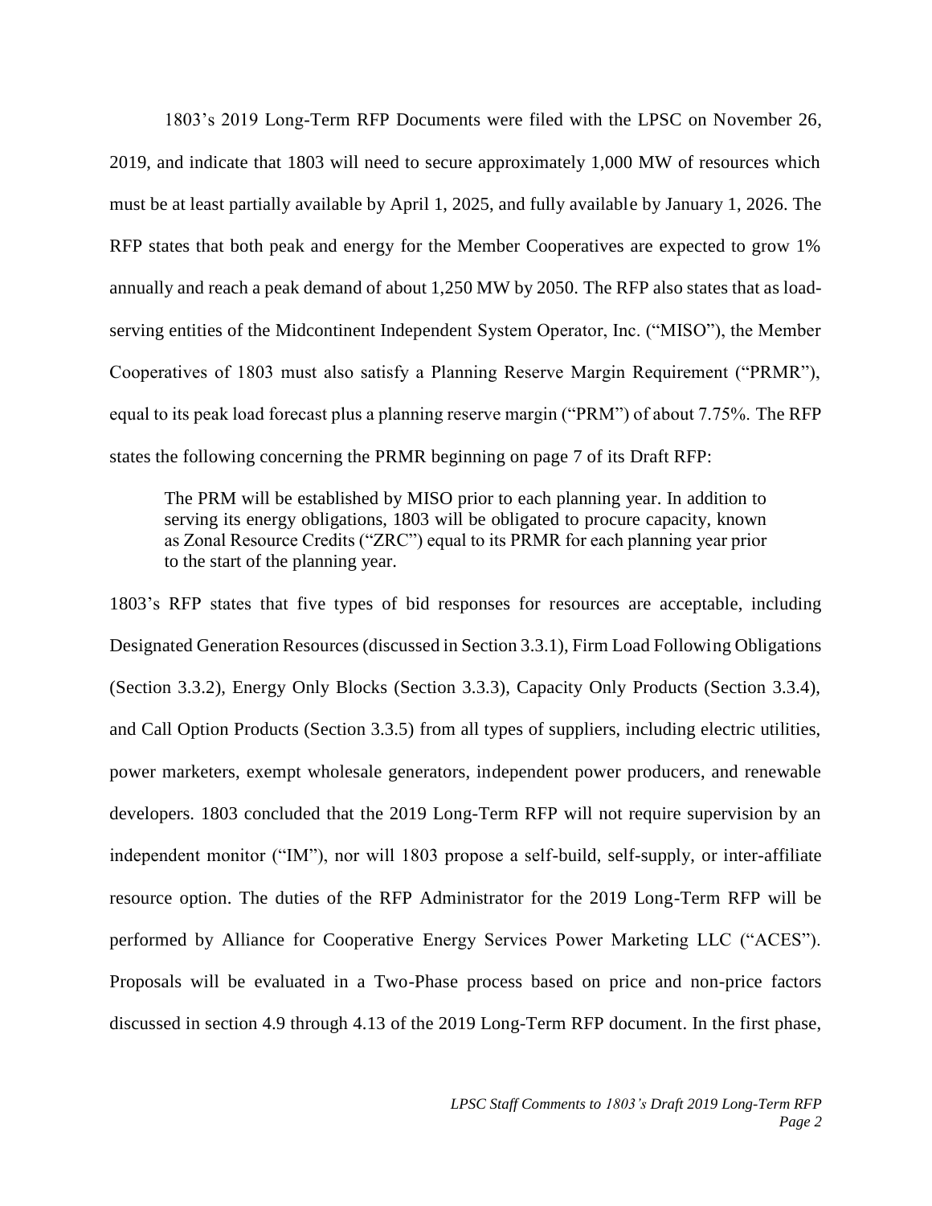1803's 2019 Long-Term RFP Documents were filed with the LPSC on November 26, 2019, and indicate that 1803 will need to secure approximately 1,000 MW of resources which must be at least partially available by April 1, 2025, and fully available by January 1, 2026. The RFP states that both peak and energy for the Member Cooperatives are expected to grow 1% annually and reach a peak demand of about 1,250 MW by 2050. The RFP also states that as load-serving entities of the Midcontinent Independent System Operator, Inc. ("MISO"), the Member Cooperatives of 1803 must also satisfy a Planning Reserve Margin Requirement ("PRMR"), equal to its peak load forecast plus a planning reserve margin ("PRM") of about 7.75%. The RFP states the following concerning the PRMR beginning on page 7 of its Draft RFP:

> The PRM will be established by MISO prior to each planning year. In addition to serving its energy obligations, 1803 will be obligated to procure capacity, known as Zonal Resource Credits ("ZRC") equal to its PRMR for each planning year prior to the start of the planning year.

1803's RFP states that five types of bid responses for resources are acceptable, including Designated Generation Resources (discussed in Section 3.3.1), Firm Load Following Obligations (Section 3.3.2), Energy Only Blocks (Section 3.3.3), Capacity Only Products (Section 3.3.4), and Call Option Products (Section 3.3.5) from all types of suppliers, including electric utilities, power marketers, exempt wholesale generators, independent power producers, and renewable developers. 1803 concluded that the 2019 Long-Term RFP will not require supervision by an independent monitor ("IM"), nor will 1803 propose a self-build, self-supply, or inter-affiliate resource option. The duties of the RFP Administrator for the 2019 Long-Term RFP will be performed by Alliance for Cooperative Energy Services Power Marketing LLC ("ACES"). Proposals will be evaluated in a Two-Phase process based on price and non-price factors discussed in section 4.9 through 4.13 of the 2019 Long-Term RFP document. In the first phase,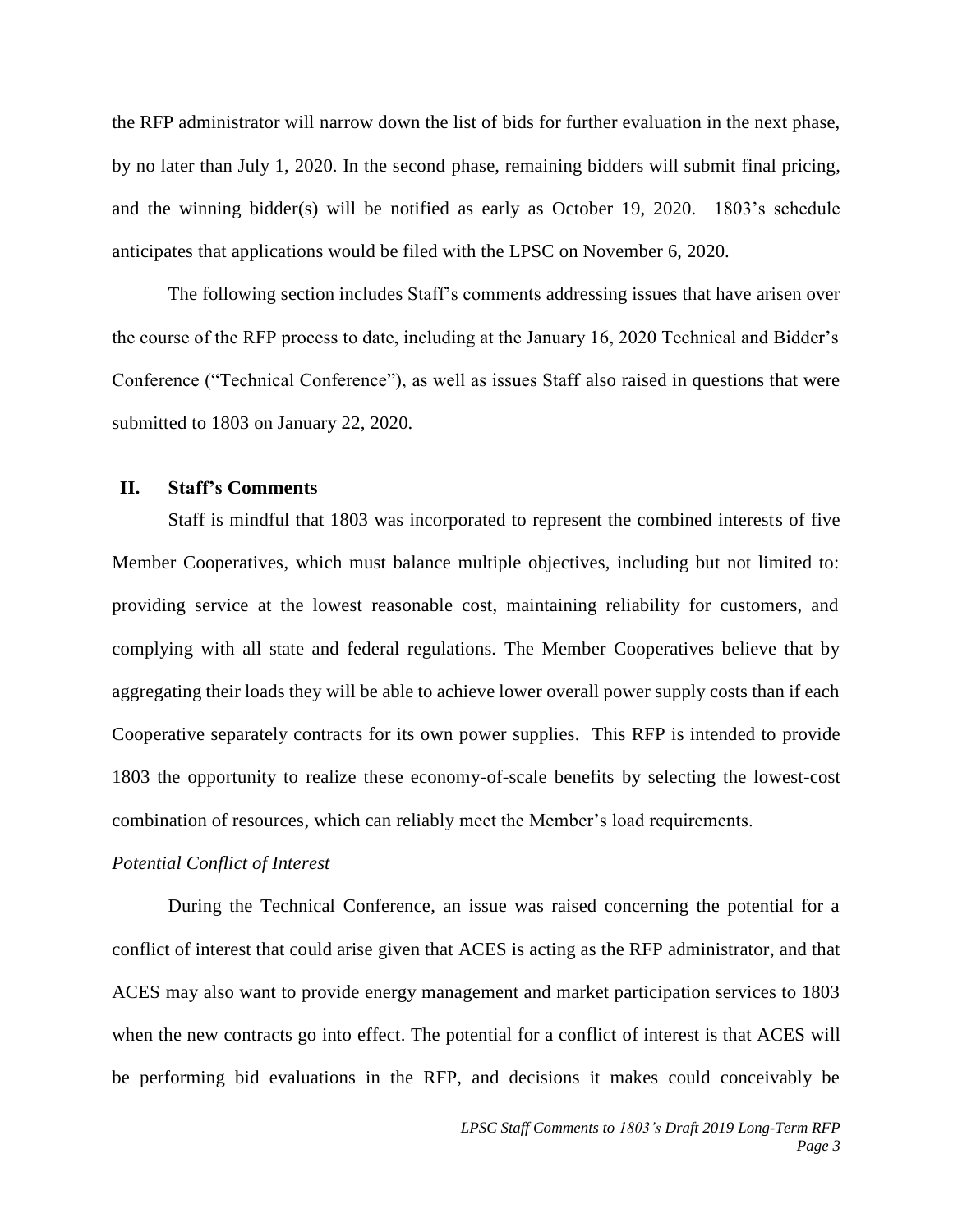the RFP administrator will narrow down the list of bids for further evaluation in the next phase, by no later than July 1, 2020. In the second phase, remaining bidders will submit final pricing, and the winning bidder(s) will be notified as early as October 19, 2020. 1803's schedule anticipates that applications would be filed with the LPSC on November 6, 2020.

The following section includes Staff's comments addressing issues that have arisen over the course of the RFP process to date, including at the January 16, 2020 Technical and Bidder's Conference ("Technical Conference"), as well as issues Staff also raised in questions that were submitted to 1803 on January 22, 2020.

## II. Staff's Comments

Staff is mindful that 1803 was incorporated to represent the combined interests of five Member Cooperatives, which must balance multiple objectives, including but not limited to: providing service at the lowest reasonable cost, maintaining reliability for customers, and complying with all state and federal regulations. The Member Cooperatives believe that by aggregating their loads they will be able to achieve lower overall power supply costs than if each Cooperative separately contracts for its own power supplies. This RFP is intended to provide 1803 the opportunity to realize these economy-of-scale benefits by selecting the lowest-cost combination of resources, which can reliably meet the Member's load requirements.

*Potential Conflict of Interest*

During the Technical Conference, an issue was raised concerning the potential for a conflict of interest that could arise given that ACES is acting as the RFP administrator, and that ACES may also want to provide energy management and market participation services to 1803 when the new contracts go into effect. The potential for a conflict of interest is that ACES will be performing bid evaluations in the RFP, and decisions it makes could conceivably be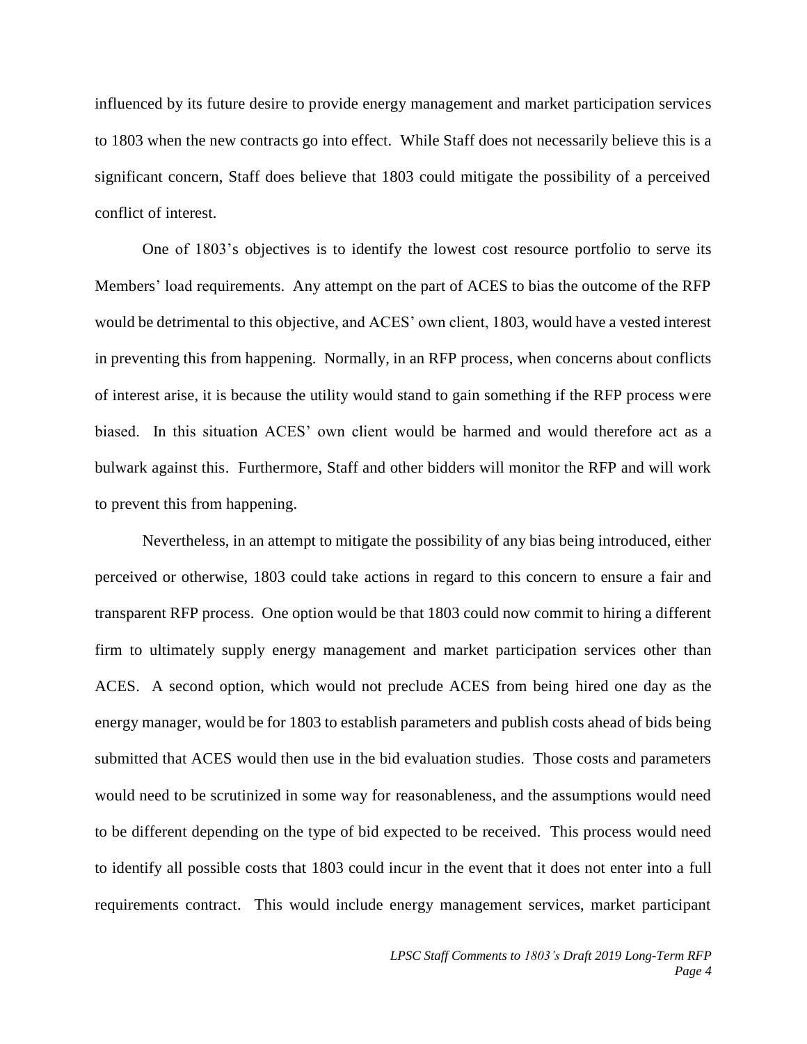influenced by its future desire to provide energy management and market participation services to 1803 when the new contracts go into effect. While Staff does not necessarily believe this is a significant concern, Staff does believe that 1803 could mitigate the possibility of a perceived conflict of interest.

One of 1803's objectives is to identify the lowest cost resource portfolio to serve its Members' load requirements. Any attempt on the part of ACES to bias the outcome of the RFP would be detrimental to this objective, and ACES' own client, 1803, would have a vested interest in preventing this from happening. Normally, in an RFP process, when concerns about conflicts of interest arise, it is because the utility would stand to gain something if the RFP process were biased. In this situation ACES' own client would be harmed and would therefore act as a bulwark against this. Furthermore, Staff and other bidders will monitor the RFP and will work to prevent this from happening.

Nevertheless, in an attempt to mitigate the possibility of any bias being introduced, either perceived or otherwise, 1803 could take actions in regard to this concern to ensure a fair and transparent RFP process. One option would be that 1803 could now commit to hiring a different firm to ultimately supply energy management and market participation services other than ACES. A second option, which would not preclude ACES from being hired one day as the energy manager, would be for 1803 to establish parameters and publish costs ahead of bids being submitted that ACES would then use in the bid evaluation studies. Those costs and parameters would need to be scrutinized in some way for reasonableness, and the assumptions would need to be different depending on the type of bid expected to be received. This process would need to identify all possible costs that 1803 could incur in the event that it does not enter into a full requirements contract. This would include energy management services, market participant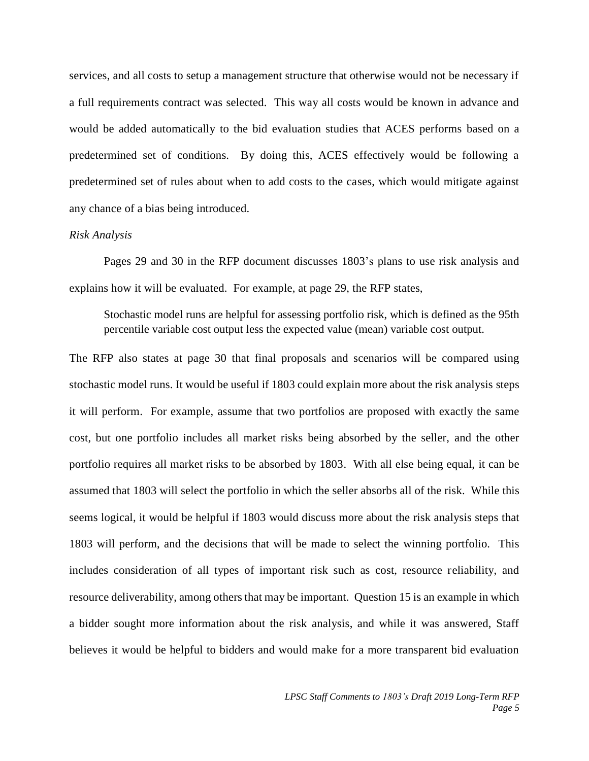services, and all costs to setup a management structure that otherwise would not be necessary if a full requirements contract was selected. This way all costs would be known in advance and would be added automatically to the bid evaluation studies that ACES performs based on a predetermined set of conditions. By doing this, ACES effectively would be following a predetermined set of rules about when to add costs to the cases, which would mitigate against any chance of a bias being introduced.

*Risk Analysis*

Pages 29 and 30 in the RFP document discusses 1803's plans to use risk analysis and explains how it will be evaluated. For example, at page 29, the RFP states,

> Stochastic model runs are helpful for assessing portfolio risk, which is defined as the 95th percentile variable cost output less the expected value (mean) variable cost output.

The RFP also states at page 30 that final proposals and scenarios will be compared using stochastic model runs. It would be useful if 1803 could explain more about the risk analysis steps it will perform. For example, assume that two portfolios are proposed with exactly the same cost, but one portfolio includes all market risks being absorbed by the seller, and the other portfolio requires all market risks to be absorbed by 1803. With all else being equal, it can be assumed that 1803 will select the portfolio in which the seller absorbs all of the risk. While this seems logical, it would be helpful if 1803 would discuss more about the risk analysis steps that 1803 will perform, and the decisions that will be made to select the winning portfolio. This includes consideration of all types of important risk such as cost, resource reliability, and resource deliverability, among others that may be important. Question 15 is an example in which a bidder sought more information about the risk analysis, and while it was answered, Staff believes it would be helpful to bidders and would make for a more transparent bid evaluation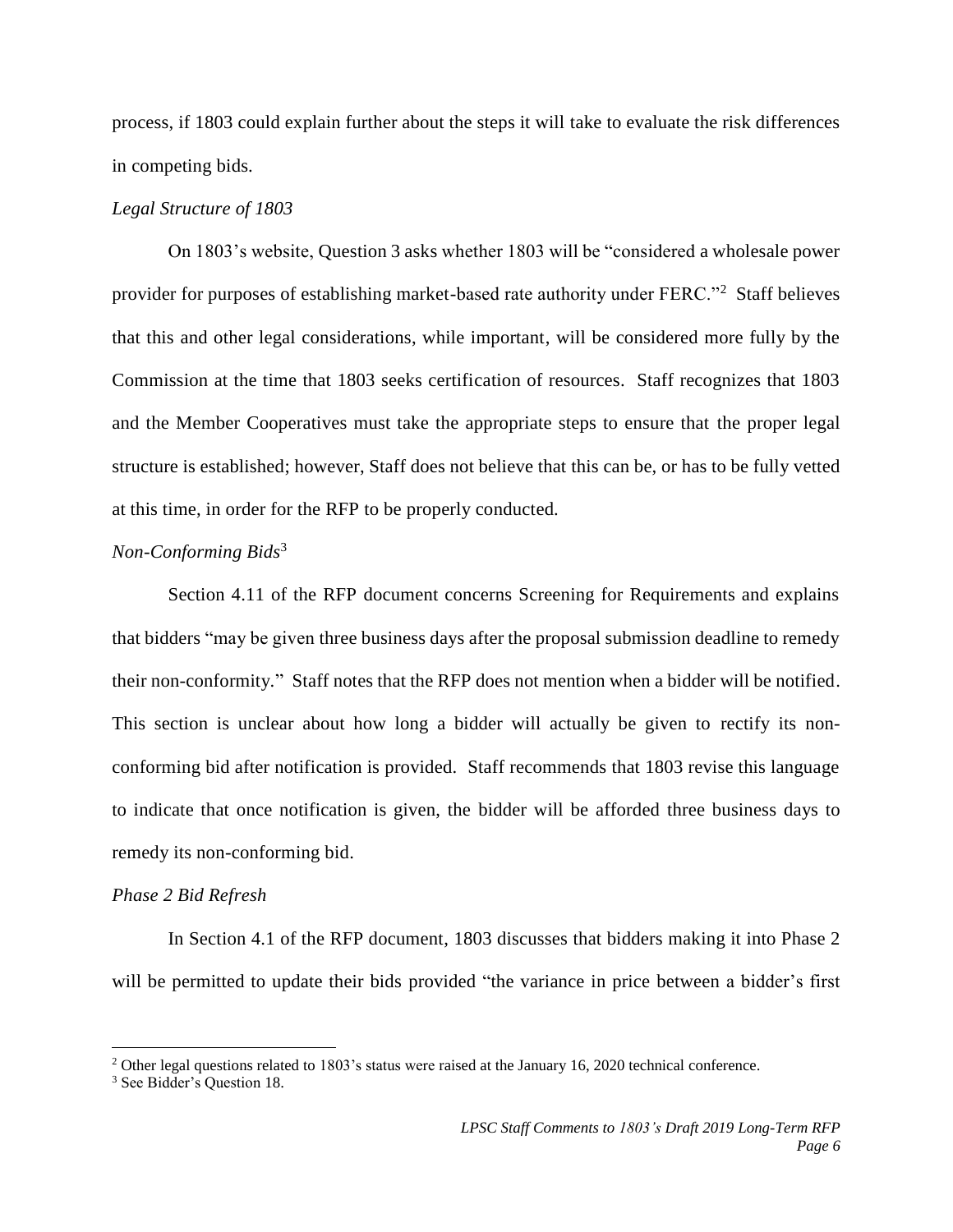process, if 1803 could explain further about the steps it will take to evaluate the risk differences in competing bids.

*Legal Structure of 1803*

On 1803's website, Question 3 asks whether 1803 will be "considered a wholesale power provider for purposes of establishing market-based rate authority under FERC."[2] Staff believes that this and other legal considerations, while important, will be considered more fully by the Commission at the time that 1803 seeks certification of resources. Staff recognizes that 1803 and the Member Cooperatives must take the appropriate steps to ensure that the proper legal structure is established; however, Staff does not believe that this can be, or has to be fully vetted at this time, in order for the RFP to be properly conducted.

*Non-Conforming Bids*[3]

Section 4.11 of the RFP document concerns Screening for Requirements and explains that bidders "may be given three business days after the proposal submission deadline to remedy their non-conformity." Staff notes that the RFP does not mention when a bidder will be notified. This section is unclear about how long a bidder will actually be given to rectify its non-conforming bid after notification is provided. Staff recommends that 1803 revise this language to indicate that once notification is given, the bidder will be afforded three business days to remedy its non-conforming bid.

*Phase 2 Bid Refresh*

In Section 4.1 of the RFP document, 1803 discusses that bidders making it into Phase 2 will be permitted to update their bids provided "the variance in price between a bidder's first

---

[2] Other legal questions related to 1803's status were raised at the January 16, 2020 technical conference.

[3] See Bidder's Question 18.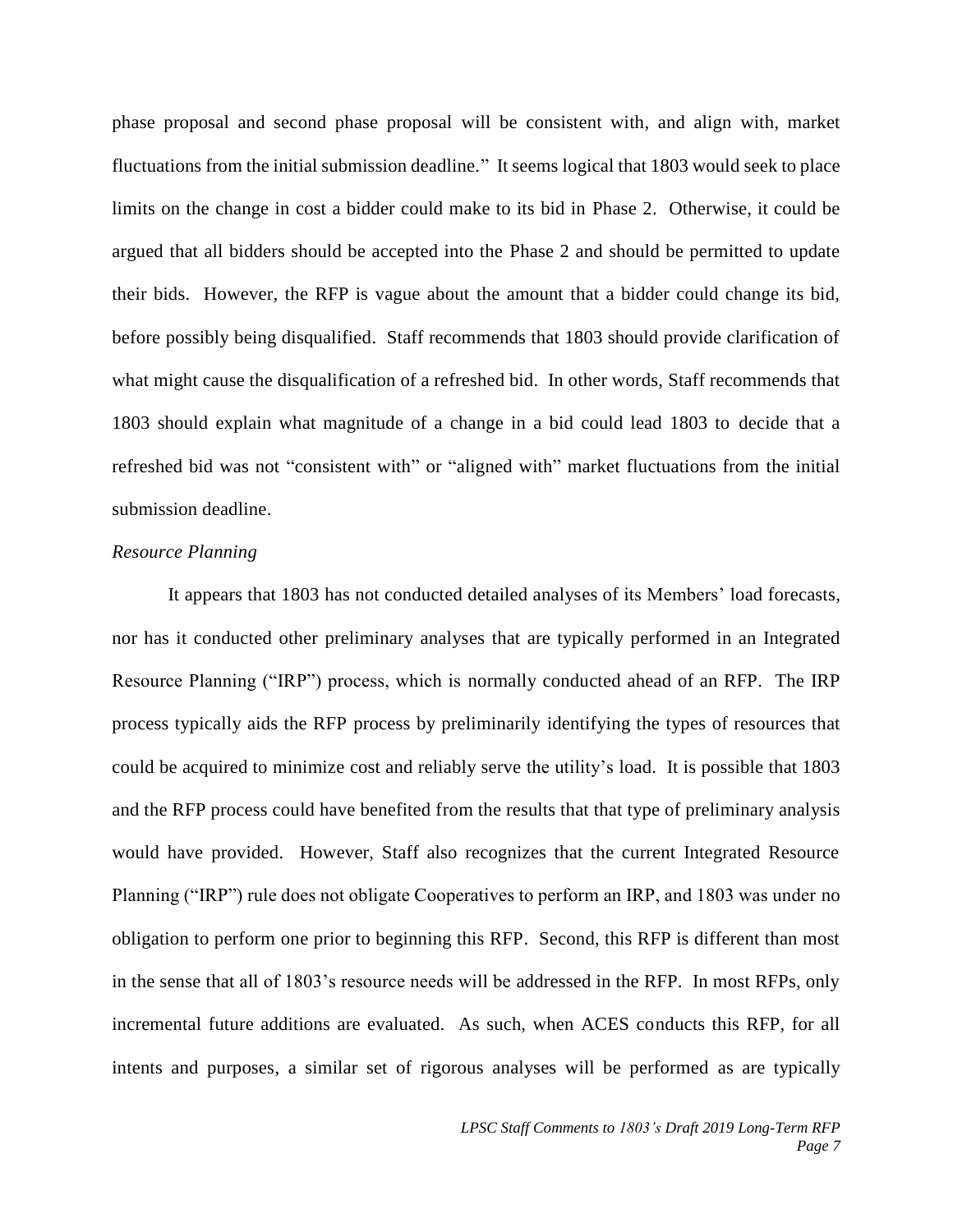phase proposal and second phase proposal will be consistent with, and align with, market fluctuations from the initial submission deadline." It seems logical that 1803 would seek to place limits on the change in cost a bidder could make to its bid in Phase 2. Otherwise, it could be argued that all bidders should be accepted into the Phase 2 and should be permitted to update their bids. However, the RFP is vague about the amount that a bidder could change its bid, before possibly being disqualified. Staff recommends that 1803 should provide clarification of what might cause the disqualification of a refreshed bid. In other words, Staff recommends that 1803 should explain what magnitude of a change in a bid could lead 1803 to decide that a refreshed bid was not "consistent with" or "aligned with" market fluctuations from the initial submission deadline.

*Resource Planning*

It appears that 1803 has not conducted detailed analyses of its Members' load forecasts, nor has it conducted other preliminary analyses that are typically performed in an Integrated Resource Planning ("IRP") process, which is normally conducted ahead of an RFP. The IRP process typically aids the RFP process by preliminarily identifying the types of resources that could be acquired to minimize cost and reliably serve the utility's load. It is possible that 1803 and the RFP process could have benefited from the results that that type of preliminary analysis would have provided. However, Staff also recognizes that the current Integrated Resource Planning ("IRP") rule does not obligate Cooperatives to perform an IRP, and 1803 was under no obligation to perform one prior to beginning this RFP. Second, this RFP is different than most in the sense that all of 1803's resource needs will be addressed in the RFP. In most RFPs, only incremental future additions are evaluated. As such, when ACES conducts this RFP, for all intents and purposes, a similar set of rigorous analyses will be performed as are typically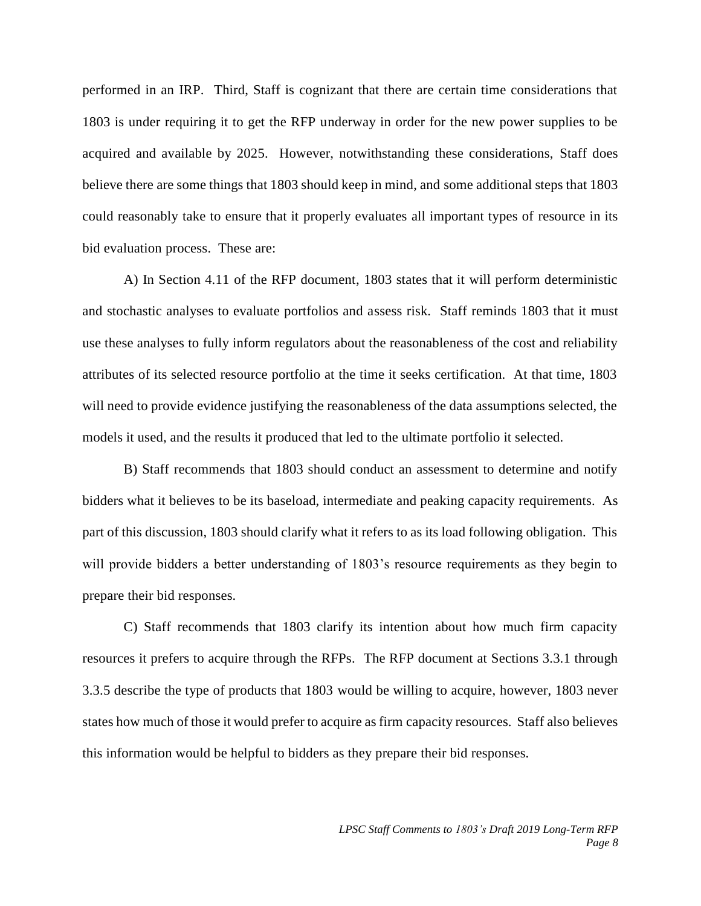performed in an IRP. Third, Staff is cognizant that there are certain time considerations that 1803 is under requiring it to get the RFP underway in order for the new power supplies to be acquired and available by 2025. However, notwithstanding these considerations, Staff does believe there are some things that 1803 should keep in mind, and some additional steps that 1803 could reasonably take to ensure that it properly evaluates all important types of resource in its bid evaluation process. These are:

A) In Section 4.11 of the RFP document, 1803 states that it will perform deterministic and stochastic analyses to evaluate portfolios and assess risk. Staff reminds 1803 that it must use these analyses to fully inform regulators about the reasonableness of the cost and reliability attributes of its selected resource portfolio at the time it seeks certification. At that time, 1803 will need to provide evidence justifying the reasonableness of the data assumptions selected, the models it used, and the results it produced that led to the ultimate portfolio it selected.

B) Staff recommends that 1803 should conduct an assessment to determine and notify bidders what it believes to be its baseload, intermediate and peaking capacity requirements. As part of this discussion, 1803 should clarify what it refers to as its load following obligation. This will provide bidders a better understanding of 1803's resource requirements as they begin to prepare their bid responses.

C) Staff recommends that 1803 clarify its intention about how much firm capacity resources it prefers to acquire through the RFPs. The RFP document at Sections 3.3.1 through 3.3.5 describe the type of products that 1803 would be willing to acquire, however, 1803 never states how much of those it would prefer to acquire as firm capacity resources. Staff also believes this information would be helpful to bidders as they prepare their bid responses.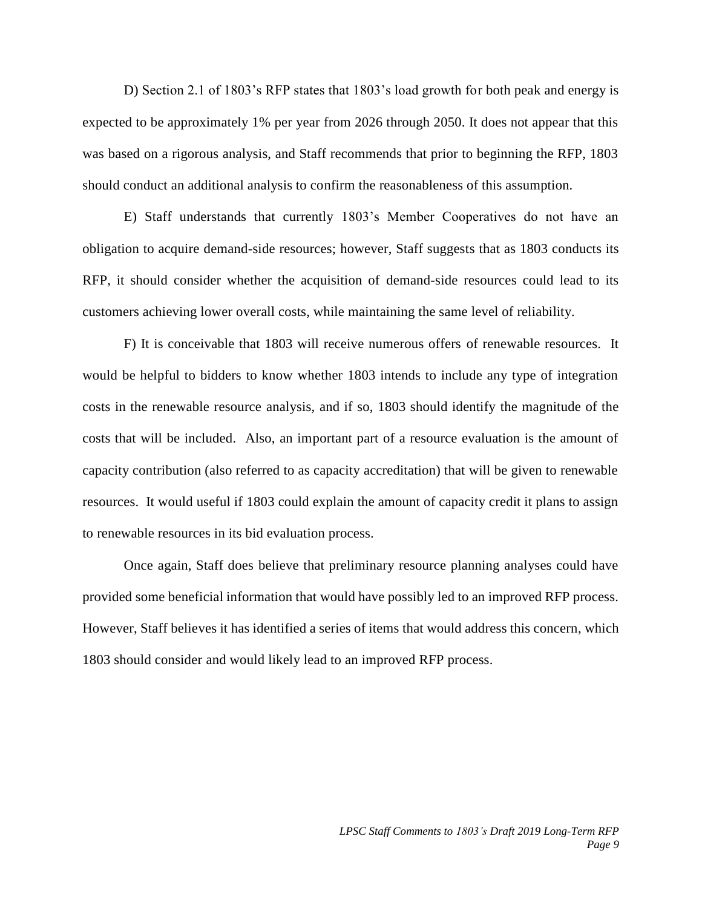D) Section 2.1 of 1803's RFP states that 1803's load growth for both peak and energy is expected to be approximately 1% per year from 2026 through 2050. It does not appear that this was based on a rigorous analysis, and Staff recommends that prior to beginning the RFP, 1803 should conduct an additional analysis to confirm the reasonableness of this assumption.

E) Staff understands that currently 1803's Member Cooperatives do not have an obligation to acquire demand-side resources; however, Staff suggests that as 1803 conducts its RFP, it should consider whether the acquisition of demand-side resources could lead to its customers achieving lower overall costs, while maintaining the same level of reliability.

F) It is conceivable that 1803 will receive numerous offers of renewable resources. It would be helpful to bidders to know whether 1803 intends to include any type of integration costs in the renewable resource analysis, and if so, 1803 should identify the magnitude of the costs that will be included. Also, an important part of a resource evaluation is the amount of capacity contribution (also referred to as capacity accreditation) that will be given to renewable resources. It would useful if 1803 could explain the amount of capacity credit it plans to assign to renewable resources in its bid evaluation process.

Once again, Staff does believe that preliminary resource planning analyses could have provided some beneficial information that would have possibly led to an improved RFP process. However, Staff believes it has identified a series of items that would address this concern, which 1803 should consider and would likely lead to an improved RFP process.